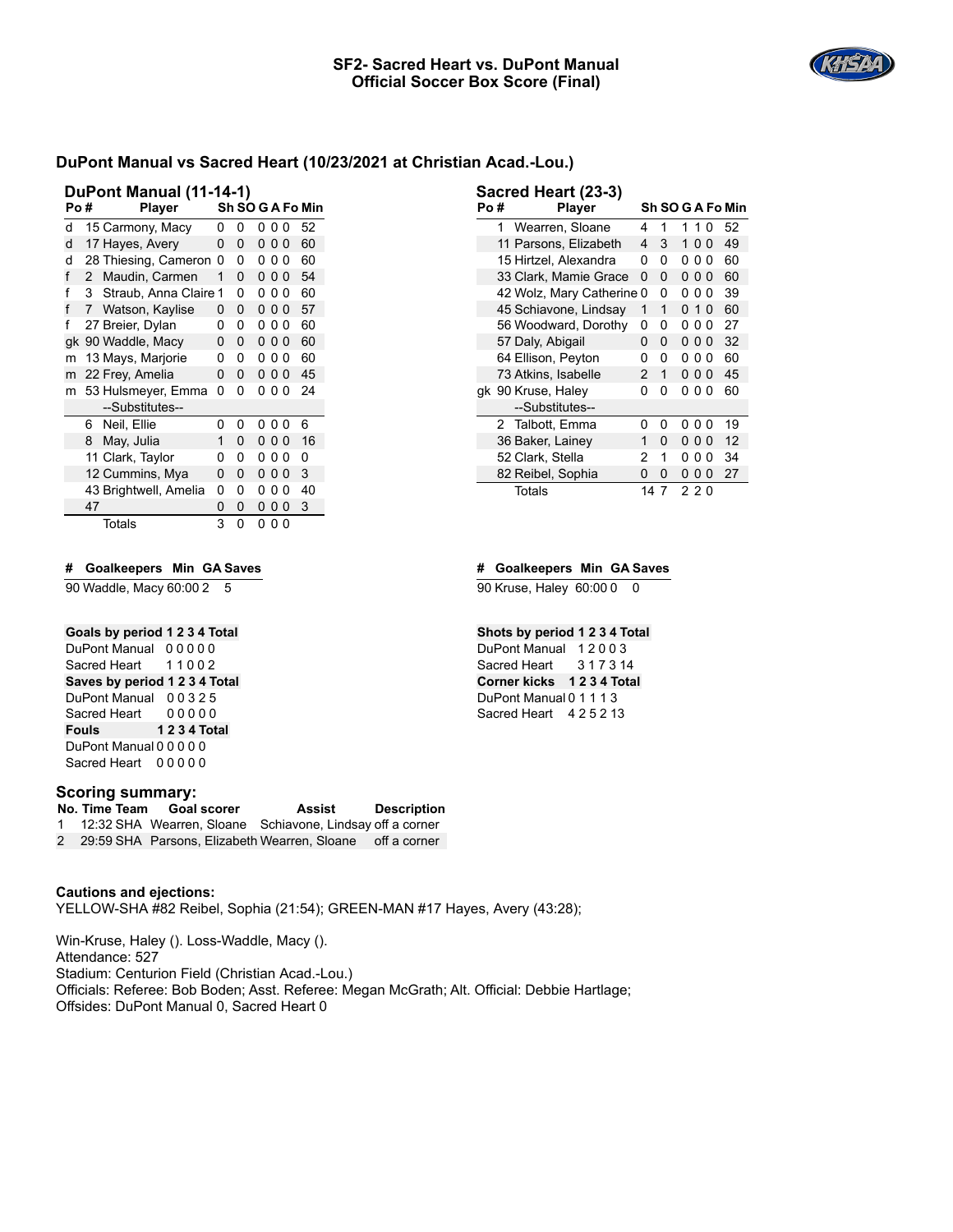# SF2- Sacred Heart vs. DuPont Manual
# Official Soccer Box Score (Final)

## DuPont Manual vs Sacred Heart (10/23/2021 at Christian Acad.-Lou.)

### DuPont Manual (11-14-1)

| Po | # | Player | Sh | SO | G | A | Fo | Min |
|---|---|---|---|---|---|---|---|---|
| d | 15 | Carmony, Macy | 0 | 0 | 0 | 0 | 0 | 52 |
| d | 17 | Hayes, Avery | 0 | 0 | 0 | 0 | 0 | 60 |
| d | 28 | Thiesing, Cameron | 0 | 0 | 0 | 0 | 0 | 60 |
| f | 2 | Maudin, Carmen | 1 | 0 | 0 | 0 | 0 | 54 |
| f | 3 | Straub, Anna Claire | 1 | 0 | 0 | 0 | 0 | 60 |
| f | 7 | Watson, Kaylise | 0 | 0 | 0 | 0 | 0 | 57 |
| f | 27 | Breier, Dylan | 0 | 0 | 0 | 0 | 0 | 60 |
| gk | 90 | Waddle, Macy | 0 | 0 | 0 | 0 | 0 | 60 |
| m | 13 | Mays, Marjorie | 0 | 0 | 0 | 0 | 0 | 60 |
| m | 22 | Frey, Amelia | 0 | 0 | 0 | 0 | 0 | 45 |
| m | 53 | Hulsmeyer, Emma | 0 | 0 | 0 | 0 | 0 | 24 |
| | | --Substitutes-- | | | | | | |
| | 6 | Neil, Ellie | 0 | 0 | 0 | 0 | 0 | 6 |
| | 8 | May, Julia | 1 | 0 | 0 | 0 | 0 | 16 |
| | 11 | Clark, Taylor | 0 | 0 | 0 | 0 | 0 | 0 |
| | 12 | Cummins, Mya | 0 | 0 | 0 | 0 | 0 | 3 |
| | 43 | Brightwell, Amelia | 0 | 0 | 0 | 0 | 0 | 40 |
| | 47 | | 0 | 0 | 0 | 0 | 0 | 3 |
| | | Totals | 3 | 0 | 0 | 0 | 0 | |

### Sacred Heart (23-3)

| Po | # | Player | Sh | SO | G | A | Fo | Min |
|---|---|---|---|---|---|---|---|---|
| | 1 | Wearren, Sloane | 4 | 1 | 1 | 1 | 0 | 52 |
| | 11 | Parsons, Elizabeth | 4 | 3 | 1 | 0 | 0 | 49 |
| | 15 | Hirtzel, Alexandra | 0 | 0 | 0 | 0 | 0 | 60 |
| | 33 | Clark, Mamie Grace | 0 | 0 | 0 | 0 | 0 | 60 |
| | 42 | Wolz, Mary Catherine | 0 | 0 | 0 | 0 | 0 | 39 |
| | 45 | Schiavone, Lindsay | 1 | 1 | 0 | 1 | 0 | 60 |
| | 56 | Woodward, Dorothy | 0 | 0 | 0 | 0 | 0 | 27 |
| | 57 | Daly, Abigail | 0 | 0 | 0 | 0 | 0 | 32 |
| | 64 | Ellison, Peyton | 0 | 0 | 0 | 0 | 0 | 60 |
| | 73 | Atkins, Isabelle | 2 | 1 | 0 | 0 | 0 | 45 |
| gk | 90 | Kruse, Haley | 0 | 0 | 0 | 0 | 0 | 60 |
| | | --Substitutes-- | | | | | | |
| | 2 | Talbott, Emma | 0 | 0 | 0 | 0 | 0 | 19 |
| | 36 | Baker, Lainey | 1 | 0 | 0 | 0 | 0 | 12 |
| | 52 | Clark, Stella | 2 | 1 | 0 | 0 | 0 | 34 |
| | 82 | Reibel, Sophia | 0 | 0 | 0 | 0 | 0 | 27 |
| | | Totals | 14 | 7 | 2 | 2 | 0 | |

| # | Goalkeepers | Min | GA | Saves |
|---|---|---|---|---|
| 90 | Waddle, Macy | 60:00 | 2 | 5 |

| # | Goalkeepers | Min | GA | Saves |
|---|---|---|---|---|
| 90 | Kruse, Haley | 60:00 | 0 | 0 |

| Goals by period | 1 | 2 | 3 | 4 | Total |
|---|---|---|---|---|---|
| DuPont Manual | 0 | 0 | 0 | 0 | 0 |
| Sacred Heart | 1 | 1 | 0 | 0 | 2 |

| Saves by period | 1 | 2 | 3 | 4 | Total |
|---|---|---|---|---|---|
| DuPont Manual | 0 | 0 | 3 | 2 | 5 |
| Sacred Heart | 0 | 0 | 0 | 0 | 0 |

| Fouls | 1 | 2 | 3 | 4 | Total |
|---|---|---|---|---|---|
| DuPont Manual | 0 | 0 | 0 | 0 | 0 |
| Sacred Heart | 0 | 0 | 0 | 0 | 0 |

| Shots by period | 1 | 2 | 3 | 4 | Total |
|---|---|---|---|---|---|
| DuPont Manual | 1 | 2 | 0 | 0 | 3 |
| Sacred Heart | 3 | 1 | 7 | 3 | 14 |

| Corner kicks | 1 | 2 | 3 | 4 | Total |
|---|---|---|---|---|---|
| DuPont Manual | 0 | 1 | 1 | 1 | 3 |
| Sacred Heart | 4 | 2 | 5 | 2 | 13 |

## Scoring summary:

| No. | Time | Team | Goal scorer | Assist | Description |
|---|---|---|---|---|---|
| 1 | 12:32 | SHA | Wearren, Sloane | Schiavone, Lindsay | off a corner |
| 2 | 29:59 | SHA | Parsons, Elizabeth | Wearren, Sloane | off a corner |

**Cautions and ejections:**

YELLOW-SHA #82 Reibel, Sophia (21:54); GREEN-MAN #17 Hayes, Avery (43:28);

Win-Kruse, Haley (). Loss-Waddle, Macy ().
Attendance: 527
Stadium: Centurion Field (Christian Acad.-Lou.)
Officials: Referee: Bob Boden; Asst. Referee: Megan McGrath; Alt. Official: Debbie Hartlage;
Offsides: DuPont Manual 0, Sacred Heart 0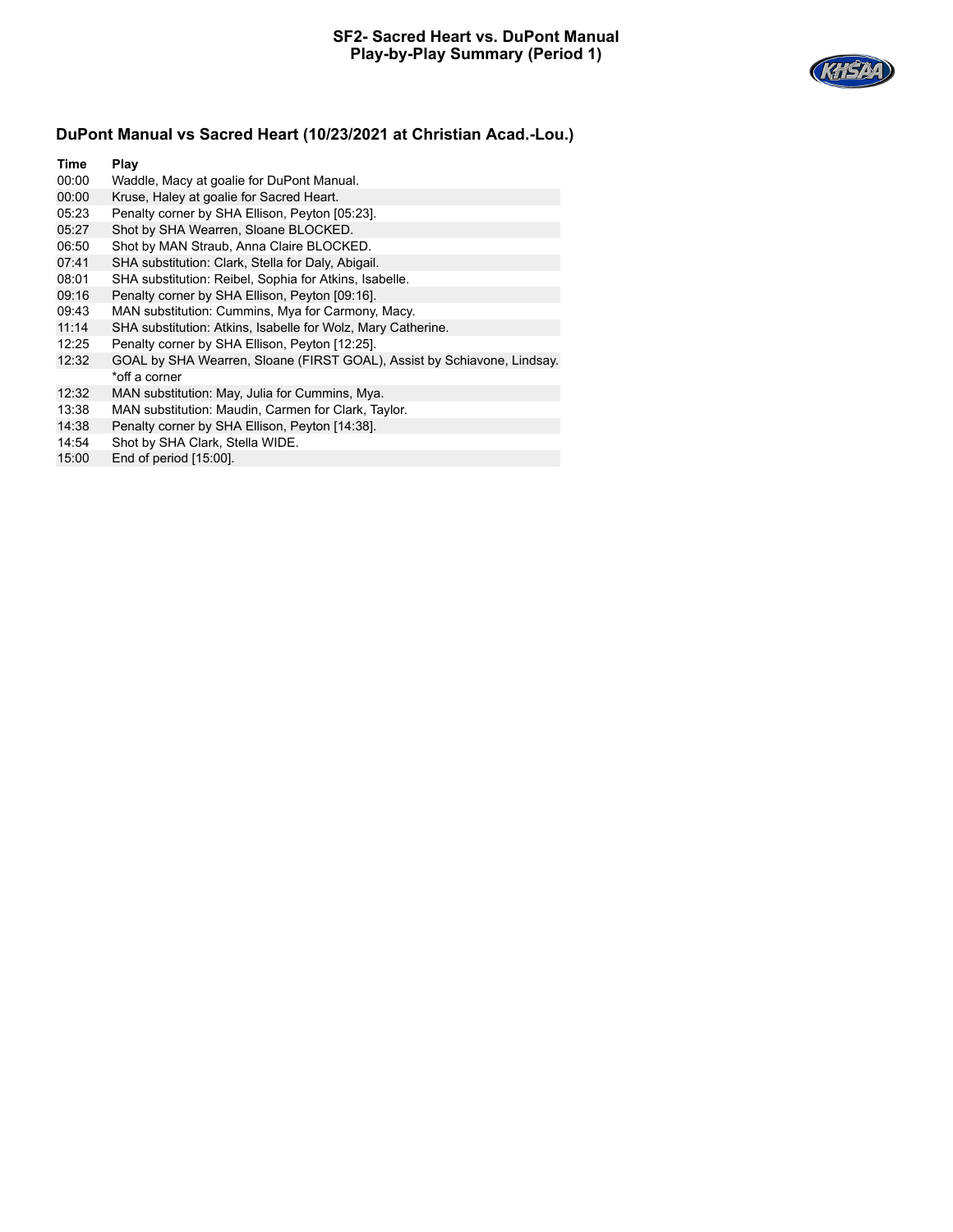# SF2- Sacred Heart vs. DuPont Manual
## Play-by-Play Summary (Period 1)

### DuPont Manual vs Sacred Heart (10/23/2021 at Christian Acad.-Lou.)

| Time | Play |
|---|---|
| 00:00 | Waddle, Macy at goalie for DuPont Manual. |
| 00:00 | Kruse, Haley at goalie for Sacred Heart. |
| 05:23 | Penalty corner by SHA Ellison, Peyton [05:23]. |
| 05:27 | Shot by SHA Wearren, Sloane BLOCKED. |
| 06:50 | Shot by MAN Straub, Anna Claire BLOCKED. |
| 07:41 | SHA substitution: Clark, Stella for Daly, Abigail. |
| 08:01 | SHA substitution: Reibel, Sophia for Atkins, Isabelle. |
| 09:16 | Penalty corner by SHA Ellison, Peyton [09:16]. |
| 09:43 | MAN substitution: Cummins, Mya for Carmony, Macy. |
| 11:14 | SHA substitution: Atkins, Isabelle for Wolz, Mary Catherine. |
| 12:25 | Penalty corner by SHA Ellison, Peyton [12:25]. |
| 12:32 | GOAL by SHA Wearren, Sloane (FIRST GOAL), Assist by Schiavone, Lindsay. *off a corner |
| 12:32 | MAN substitution: May, Julia for Cummins, Mya. |
| 13:38 | MAN substitution: Maudin, Carmen for Clark, Taylor. |
| 14:38 | Penalty corner by SHA Ellison, Peyton [14:38]. |
| 14:54 | Shot by SHA Clark, Stella WIDE. |
| 15:00 | End of period [15:00]. |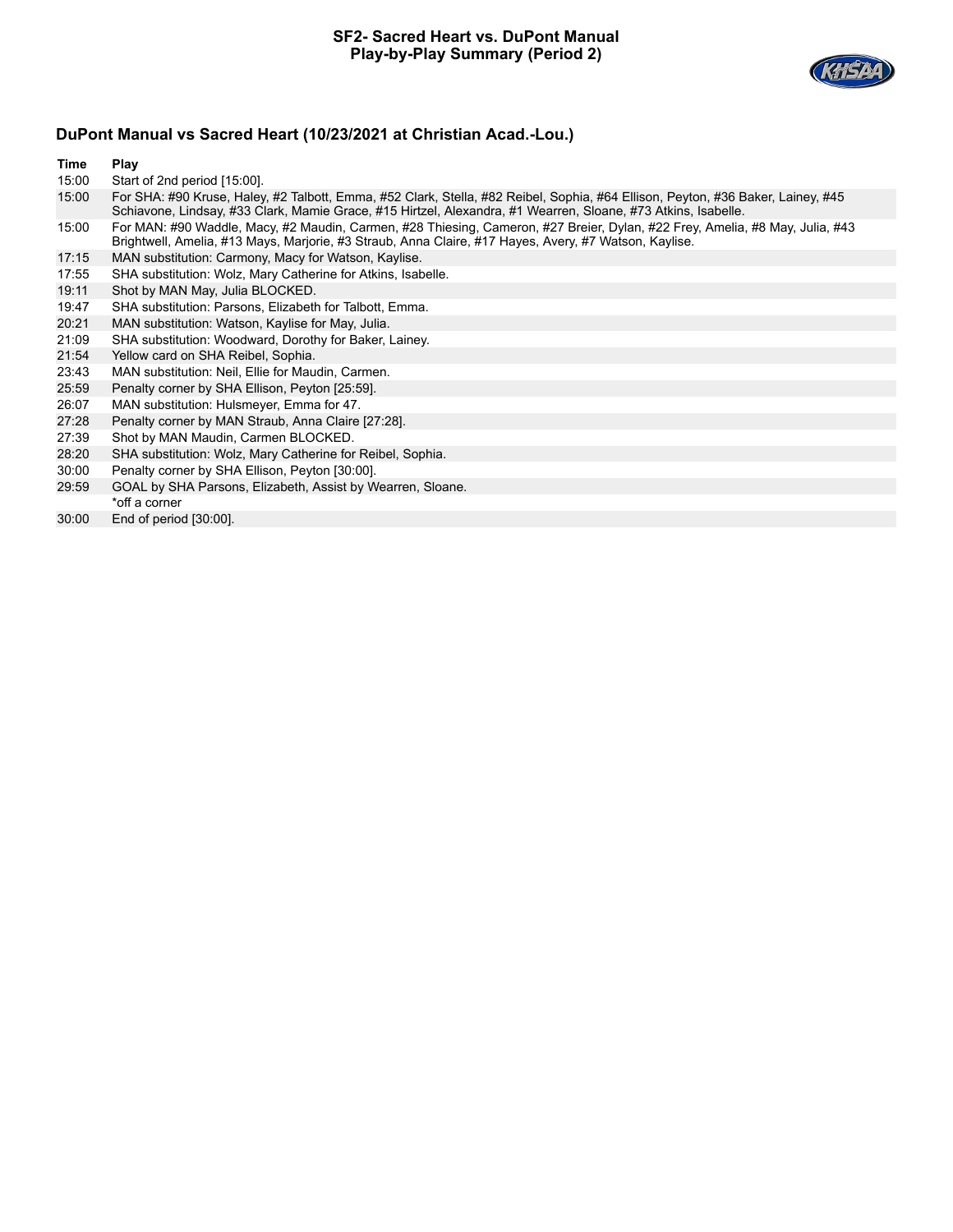**SF2- Sacred Heart vs. DuPont Manual**
**Play-by-Play Summary (Period 2)**

## DuPont Manual vs Sacred Heart (10/23/2021 at Christian Acad.-Lou.)

| Time | Play |
| --- | --- |
| 15:00 | Start of 2nd period [15:00]. |
| 15:00 | For SHA: #90 Kruse, Haley, #2 Talbott, Emma, #52 Clark, Stella, #82 Reibel, Sophia, #64 Ellison, Peyton, #36 Baker, Lainey, #45 Schiavone, Lindsay, #33 Clark, Mamie Grace, #15 Hirtzel, Alexandra, #1 Wearren, Sloane, #73 Atkins, Isabelle. |
| 15:00 | For MAN: #90 Waddle, Macy, #2 Maudin, Carmen, #28 Thiesing, Cameron, #27 Breier, Dylan, #22 Frey, Amelia, #8 May, Julia, #43 Brightwell, Amelia, #13 Mays, Marjorie, #3 Straub, Anna Claire, #17 Hayes, Avery, #7 Watson, Kaylise. |
| 17:15 | MAN substitution: Carmony, Macy for Watson, Kaylise. |
| 17:55 | SHA substitution: Wolz, Mary Catherine for Atkins, Isabelle. |
| 19:11 | Shot by MAN May, Julia BLOCKED. |
| 19:47 | SHA substitution: Parsons, Elizabeth for Talbott, Emma. |
| 20:21 | MAN substitution: Watson, Kaylise for May, Julia. |
| 21:09 | SHA substitution: Woodward, Dorothy for Baker, Lainey. |
| 21:54 | Yellow card on SHA Reibel, Sophia. |
| 23:43 | MAN substitution: Neil, Ellie for Maudin, Carmen. |
| 25:59 | Penalty corner by SHA Ellison, Peyton [25:59]. |
| 26:07 | MAN substitution: Hulsmeyer, Emma for 47. |
| 27:28 | Penalty corner by MAN Straub, Anna Claire [27:28]. |
| 27:39 | Shot by MAN Maudin, Carmen BLOCKED. |
| 28:20 | SHA substitution: Wolz, Mary Catherine for Reibel, Sophia. |
| 30:00 | Penalty corner by SHA Ellison, Peyton [30:00]. |
| 29:59 | GOAL by SHA Parsons, Elizabeth, Assist by Wearren, Sloane. *off a corner |
| 30:00 | End of period [30:00]. |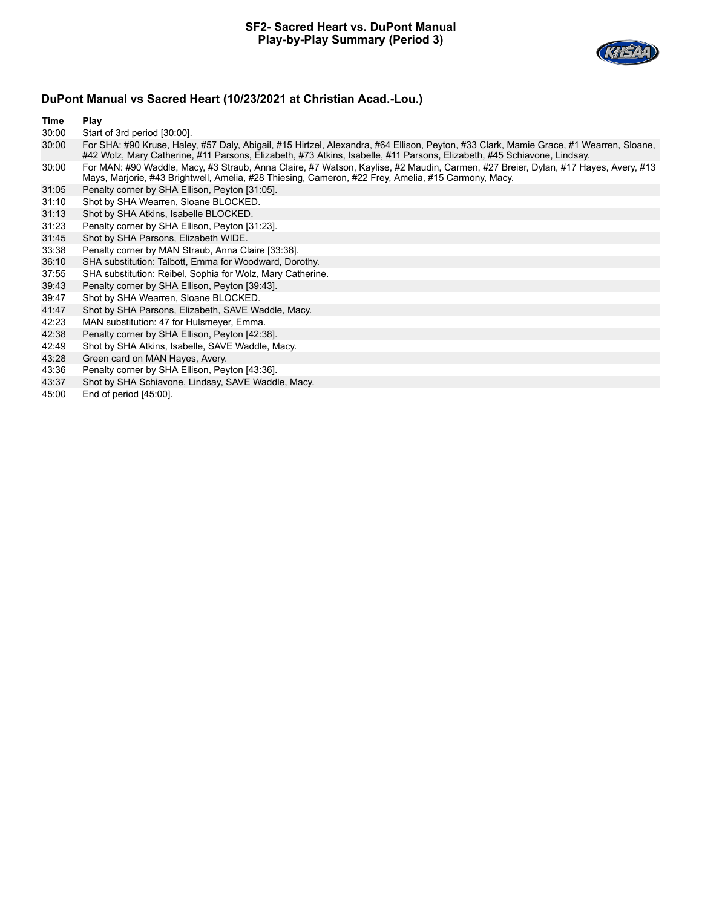# SF2- Sacred Heart vs. DuPont Manual
## Play-by-Play Summary (Period 3)

### DuPont Manual vs Sacred Heart (10/23/2021 at Christian Acad.-Lou.)

| Time | Play |
|---|---|
| 30:00 | Start of 3rd period [30:00]. |
| 30:00 | For SHA: #90 Kruse, Haley, #57 Daly, Abigail, #15 Hirtzel, Alexandra, #64 Ellison, Peyton, #33 Clark, Mamie Grace, #1 Wearren, Sloane, #42 Wolz, Mary Catherine, #11 Parsons, Elizabeth, #73 Atkins, Isabelle, #11 Parsons, Elizabeth, #45 Schiavone, Lindsay. |
| 30:00 | For MAN: #90 Waddle, Macy, #3 Straub, Anna Claire, #7 Watson, Kaylise, #2 Maudin, Carmen, #27 Breier, Dylan, #17 Hayes, Avery, #13 Mays, Marjorie, #43 Brightwell, Amelia, #28 Thiesing, Cameron, #22 Frey, Amelia, #15 Carmony, Macy. |
| 31:05 | Penalty corner by SHA Ellison, Peyton [31:05]. |
| 31:10 | Shot by SHA Wearren, Sloane BLOCKED. |
| 31:13 | Shot by SHA Atkins, Isabelle BLOCKED. |
| 31:23 | Penalty corner by SHA Ellison, Peyton [31:23]. |
| 31:45 | Shot by SHA Parsons, Elizabeth WIDE. |
| 33:38 | Penalty corner by MAN Straub, Anna Claire [33:38]. |
| 36:10 | SHA substitution: Talbott, Emma for Woodward, Dorothy. |
| 37:55 | SHA substitution: Reibel, Sophia for Wolz, Mary Catherine. |
| 39:43 | Penalty corner by SHA Ellison, Peyton [39:43]. |
| 39:47 | Shot by SHA Wearren, Sloane BLOCKED. |
| 41:47 | Shot by SHA Parsons, Elizabeth, SAVE Waddle, Macy. |
| 42:23 | MAN substitution: 47 for Hulsmeyer, Emma. |
| 42:38 | Penalty corner by SHA Ellison, Peyton [42:38]. |
| 42:49 | Shot by SHA Atkins, Isabelle, SAVE Waddle, Macy. |
| 43:28 | Green card on MAN Hayes, Avery. |
| 43:36 | Penalty corner by SHA Ellison, Peyton [43:36]. |
| 43:37 | Shot by SHA Schiavone, Lindsay, SAVE Waddle, Macy. |
| 45:00 | End of period [45:00]. |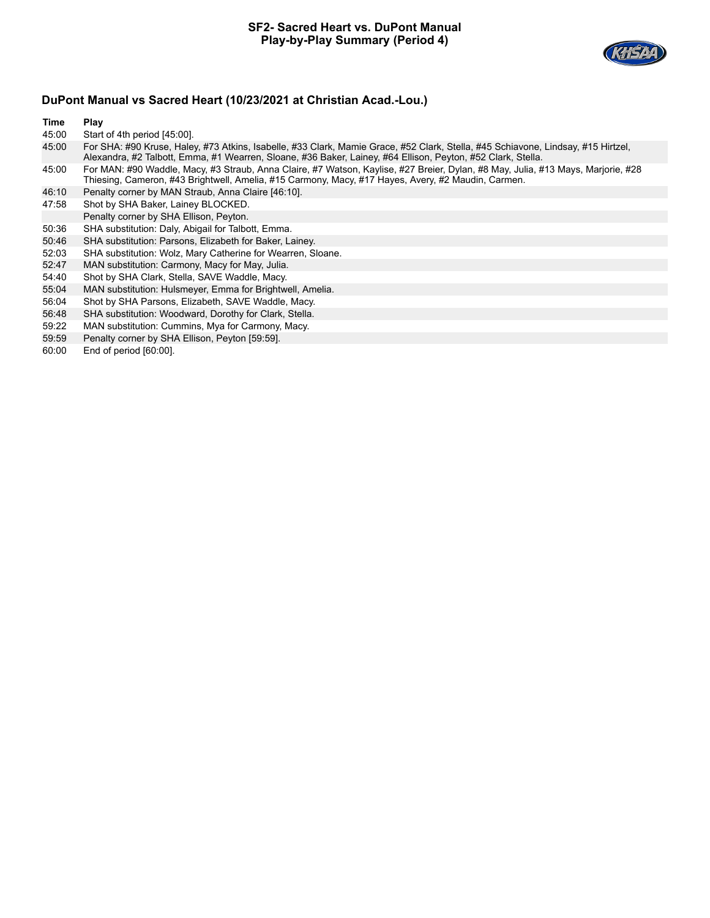**SF2- Sacred Heart vs. DuPont Manual**
**Play-by-Play Summary (Period 4)**

## DuPont Manual vs Sacred Heart (10/23/2021 at Christian Acad.-Lou.)

| Time | Play |
|---|---|
| 45:00 | Start of 4th period [45:00]. |
| 45:00 | For SHA: #90 Kruse, Haley, #73 Atkins, Isabelle, #33 Clark, Mamie Grace, #52 Clark, Stella, #45 Schiavone, Lindsay, #15 Hirtzel, Alexandra, #2 Talbott, Emma, #1 Wearren, Sloane, #36 Baker, Lainey, #64 Ellison, Peyton, #52 Clark, Stella. |
| 45:00 | For MAN: #90 Waddle, Macy, #3 Straub, Anna Claire, #7 Watson, Kaylise, #27 Breier, Dylan, #8 May, Julia, #13 Mays, Marjorie, #28 Thiesing, Cameron, #43 Brightwell, Amelia, #15 Carmony, Macy, #17 Hayes, Avery, #2 Maudin, Carmen. |
| 46:10 | Penalty corner by MAN Straub, Anna Claire [46:10]. |
| 47:58 | Shot by SHA Baker, Lainey BLOCKED. |
| | Penalty corner by SHA Ellison, Peyton. |
| 50:36 | SHA substitution: Daly, Abigail for Talbott, Emma. |
| 50:46 | SHA substitution: Parsons, Elizabeth for Baker, Lainey. |
| 52:03 | SHA substitution: Wolz, Mary Catherine for Wearren, Sloane. |
| 52:47 | MAN substitution: Carmony, Macy for May, Julia. |
| 54:40 | Shot by SHA Clark, Stella, SAVE Waddle, Macy. |
| 55:04 | MAN substitution: Hulsmeyer, Emma for Brightwell, Amelia. |
| 56:04 | Shot by SHA Parsons, Elizabeth, SAVE Waddle, Macy. |
| 56:48 | SHA substitution: Woodward, Dorothy for Clark, Stella. |
| 59:22 | MAN substitution: Cummins, Mya for Carmony, Macy. |
| 59:59 | Penalty corner by SHA Ellison, Peyton [59:59]. |
| 60:00 | End of period [60:00]. |